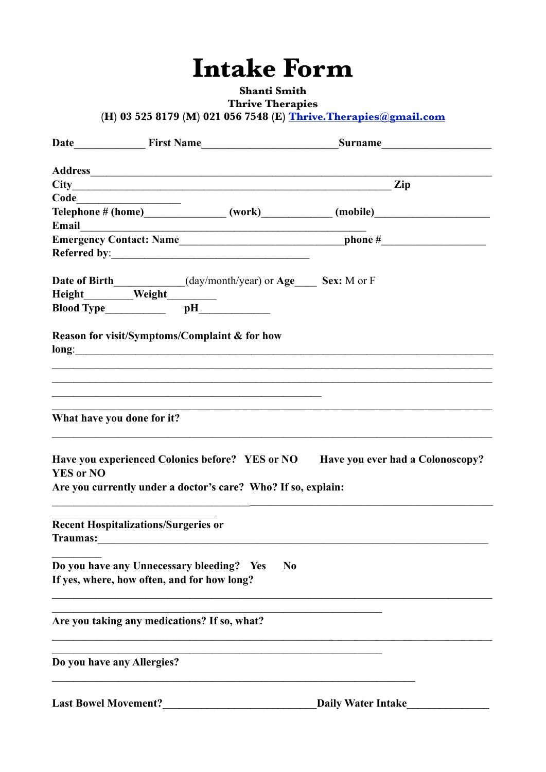# Intake Form

**Shanti Smith**
**Thrive Therapies**
**(H) 03 525 8179 (M) 021 056 7548 (E) [Thrive.Therapies@gmail.com](mailto:Thrive.Therapies@gmail.com)**

**Date**_____________ **First Name**________________________**Surname**____________________

**Address**______________________________________________________________________
**City**_________________________________________________________ **Zip Code**__________________
**Telephone # (home)**_______________ **(work)**____________ **(mobile)**_____________________
**Email**___________________________________________________
**Emergency Contact: Name**______________________________**phone #**___________________
**Referred by**:___________________________________

**Date of Birth**____________(day/month/year) or **Age**____ **Sex:** M or F
**Height**_________**Weight**_________
**Blood Type**___________ **pH**____________

**Reason for visit/Symptoms/Complaint & for how long**:________________________________________________________________
______________________________________________________________________________
______________________________________________________________________________
________________________________________________

______________________________________________________________________________

**What have you done for it?**

______________________________________________________________________________

**Have you experienced Colonics before? YES or NO** **Have you ever had a Colonoscopy? YES or NO**
**Are you currently under a doctor's care? Who? If so, explain:**

______________________________________________________________________________
______________________________

**Recent Hospitalizations/Surgeries or Traumas:**______________________________________________________________________
_________

**Do you have any Unnecessary bleeding? Yes No**
**If yes, where, how often, and for how long?**

______________________________________________________________________________
___________________________________________________________

**Are you taking any medications? If so, what?**

______________________________________________________________________________
___________________________________________________________

**Do you have any Allergies?**

_________________________________________________________________

**Last Bowel Movement?**___________________________**Daily Water Intake**______________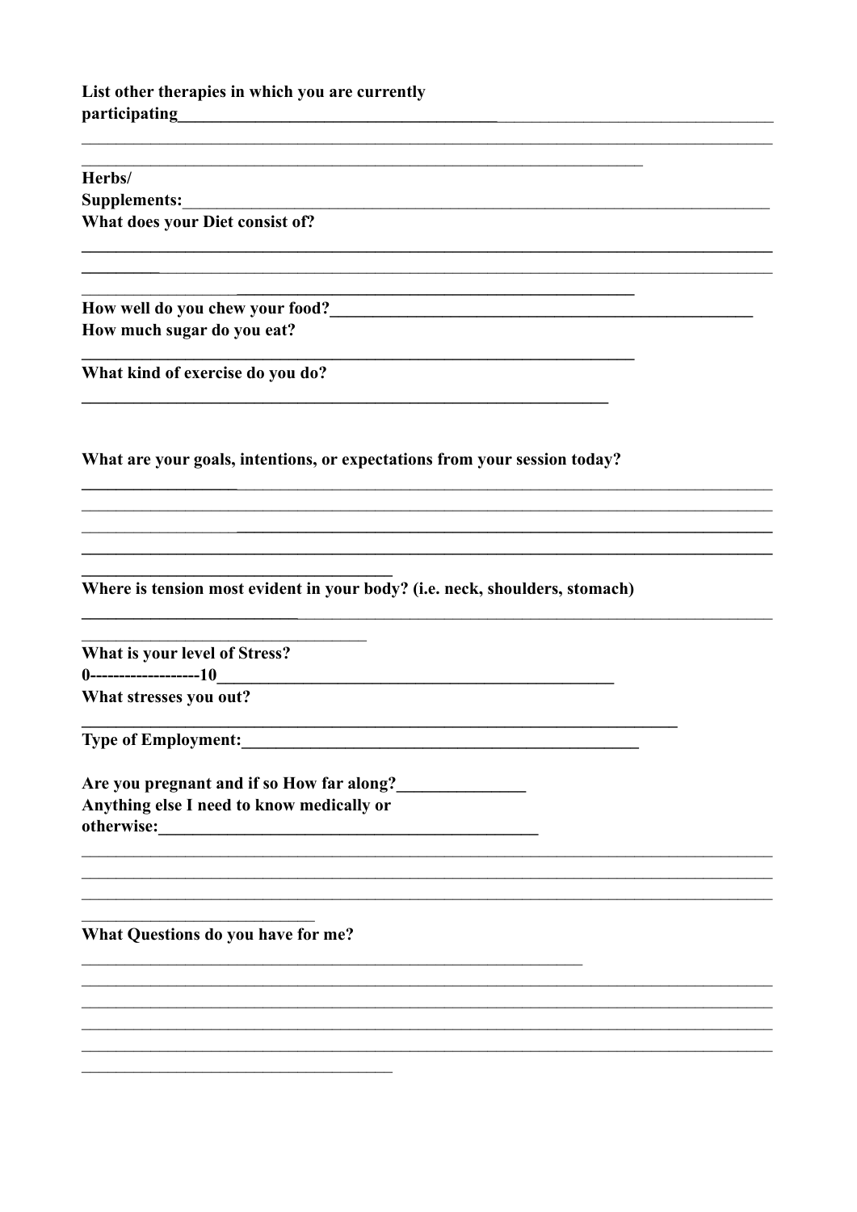**List other therapies in which you are currently participating**___________________________________________

_______________________________________________________________________________

__________________________________________________________________

**Herbs/**
**Supplements:**______________________________________________________________________

**What does your Diet consist of?**

_______________________________________________________________________________

_______________________________________________________________________________

_________________________________________________________________

**How well do you chew your food?**__________________________________________________

**How much sugar do you eat?**

_________________________________________________________________

**What kind of exercise do you do?**

______________________________________________________________

**What are your goals, intentions, or expectations from your session today?**

_______________________________________________________________________________

_______________________________________________________________________________

_______________________________________________________________________________

_______________________________________________________________________________

____________________________________

**Where is tension most evident in your body? (i.e. neck, shoulders, stomach)**

_______________________________________________________________________________

_________________________________

**What is your level of Stress?**
**0-------------------10**_____________________________________________

**What stresses you out?**

______________________________________________________________________

**Type of Employment:**______________________________________________

**Are you pregnant and if so How far along?**_______________

**Anything else I need to know medically or otherwise:**___________________________________________

_______________________________________________________________________________

_______________________________________________________________________________

_______________________________________________________________________________

___________________________

**What Questions do you have for me?**

__________________________________________________________

_______________________________________________________________________________

_______________________________________________________________________________

_______________________________________________________________________________

_______________________________________________________________________________

____________________________________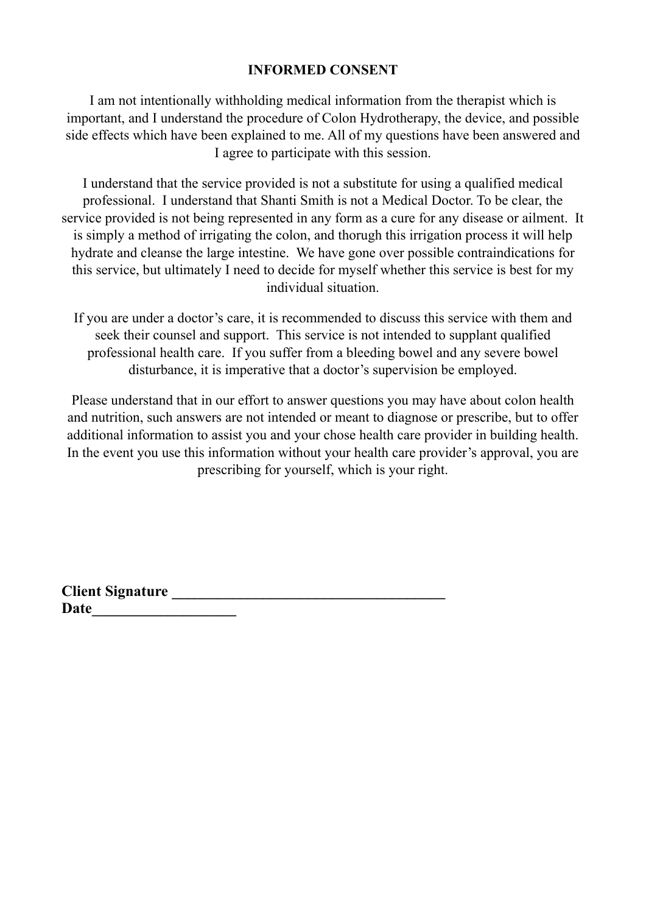**INFORMED CONSENT**

I am not intentionally withholding medical information from the therapist which is important, and I understand the procedure of Colon Hydrotherapy, the device, and possible side effects which have been explained to me. All of my questions have been answered and I agree to participate with this session.

I understand that the service provided is not a substitute for using a qualified medical professional. I understand that Shanti Smith is not a Medical Doctor. To be clear, the service provided is not being represented in any form as a cure for any disease or ailment. It is simply a method of irrigating the colon, and thorugh this irrigation process it will help hydrate and cleanse the large intestine. We have gone over possible contraindications for this service, but ultimately I need to decide for myself whether this service is best for my individual situation.

If you are under a doctor's care, it is recommended to discuss this service with them and seek their counsel and support. This service is not intended to supplant qualified professional health care. If you suffer from a bleeding bowel and any severe bowel disturbance, it is imperative that a doctor's supervision be employed.

Please understand that in our effort to answer questions you may have about colon health and nutrition, such answers are not intended or meant to diagnose or prescribe, but to offer additional information to assist you and your chose health care provider in building health. In the event you use this information without your health care provider's approval, you are prescribing for yourself, which is your right.

**Client Signature \_\_\_\_\_\_\_\_\_\_\_\_\_\_\_\_\_\_\_\_\_\_\_\_\_\_\_\_\_\_\_\_\_\_\_\_\_\_**
**Date\_\_\_\_\_\_\_\_\_\_\_\_\_\_\_\_\_\_\_\_**